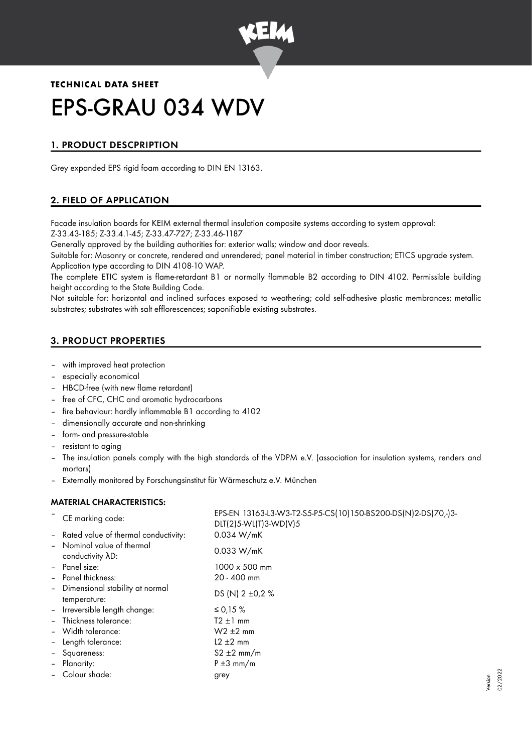**TECHNICAL DATA SHEET**

# EPS-GRAU 034 WDV

## 1. PRODUCT DESCPRIPTION

Grey expanded EPS rigid foam according to DIN EN 13163.

## 2. FIELD OF APPLICATION

Facade insulation boards for KEIM external thermal insulation composite systems according to system approval:
Z-33.43-185; Z-33.4.1-45; Z-33.47-727; Z-33.46-1187

Generally approved by the building authorities for: exterior walls; window and door reveals.

Suitable for: Masonry or concrete, rendered and unrendered; panel material in timber construction; ETICS upgrade system.
Application type according to DIN 4108-10 WAP.

The complete ETIC system is flame-retardant B1 or normally flammable B2 according to DIN 4102. Permissible building height according to the State Building Code.

Not suitable for: horizontal and inclined surfaces exposed to weathering; cold self-adhesive plastic membrances; metallic substrates; substrates with salt efflorescences; saponifiable existing substrates.

## 3. PRODUCT PROPERTIES

- with improved heat protection
- especially economical
- HBCD-free (with new flame retardant)
- free of CFC, CHC and aromatic hydrocarbons
- fire behaviour: hardly inflammable B1 according to 4102
- dimensionally accurate and non-shrinking
- form- and pressure-stable
- resistant to aging
- The insulation panels comply with the high standards of the VDPM e.V. (association for insulation systems, renders and mortars)
- Externally monitored by Forschungsinstitut für Wärmeschutz e.V. München

### MATERIAL CHARACTERISTICS:

- CE marking code: EPS-EN 13163-L3-W3-T2-S5-P5-CS(10)150-BS200-DS(N)2-DS(70,-)3-DLT(2)5-WL(T)3-WD(V)5
- Rated value of thermal conductivity: 0.034 W/mK
- Nominal value of thermal conductivity λD: 0.033 W/mK
- Panel size: 1000 x 500 mm
- Panel thickness: 20 - 400 mm
- Dimensional stability at normal temperature: DS (N) 2 ±0,2 %
- Irreversible length change: ≤ 0,15 %
- Thickness tolerance: T2 ±1 mm
- Width tolerance: W2 ±2 mm
- Length tolerance: L2 ±2 mm
- Squareness: S2 ±2 mm/m
- Planarity: P ±3 mm/m
- Colour shade: grey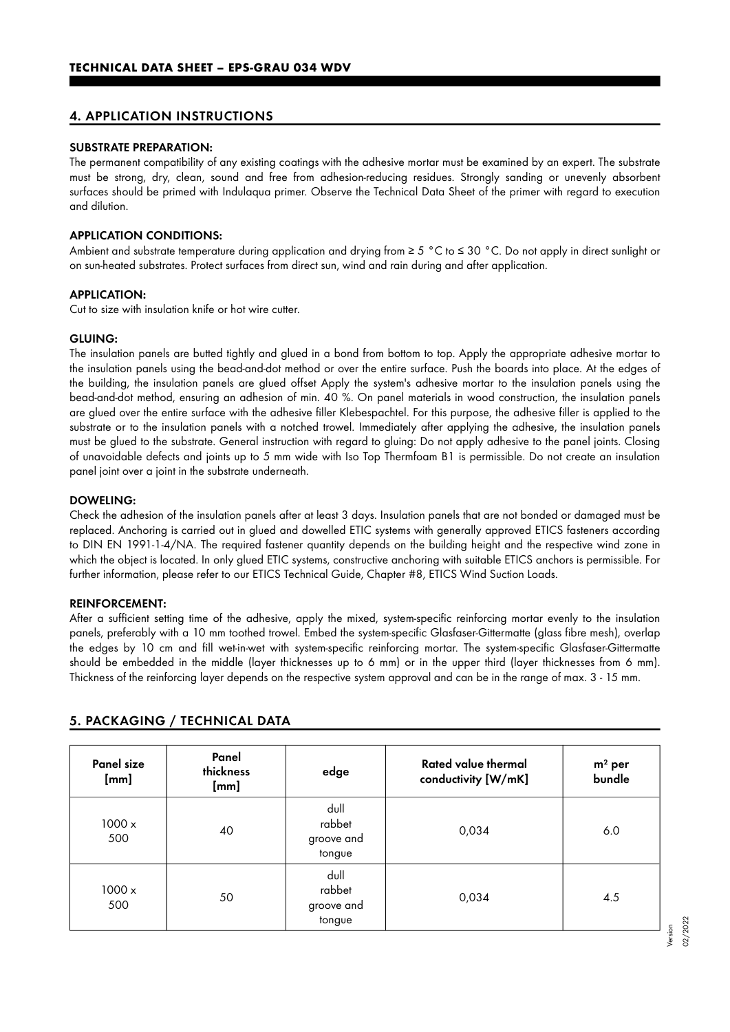## 4. APPLICATION INSTRUCTIONS

### SUBSTRATE PREPARATION:

The permanent compatibility of any existing coatings with the adhesive mortar must be examined by an expert. The substrate must be strong, dry, clean, sound and free from adhesion-reducing residues. Strongly sanding or unevenly absorbent surfaces should be primed with Indulaqua primer. Observe the Technical Data Sheet of the primer with regard to execution and dilution.

### APPLICATION CONDITIONS:

Ambient and substrate temperature during application and drying from ≥ 5 °C to ≤ 30 °C. Do not apply in direct sunlight or on sun-heated substrates. Protect surfaces from direct sun, wind and rain during and after application.

### APPLICATION:

Cut to size with insulation knife or hot wire cutter.

### GLUING:

The insulation panels are butted tightly and glued in a bond from bottom to top. Apply the appropriate adhesive mortar to the insulation panels using the bead-and-dot method or over the entire surface. Push the boards into place. At the edges of the building, the insulation panels are glued offset Apply the system's adhesive mortar to the insulation panels using the bead-and-dot method, ensuring an adhesion of min. 40 %. On panel materials in wood construction, the insulation panels are glued over the entire surface with the adhesive filler Klebespachtel. For this purpose, the adhesive filler is applied to the substrate or to the insulation panels with a notched trowel. Immediately after applying the adhesive, the insulation panels must be glued to the substrate. General instruction with regard to gluing: Do not apply adhesive to the panel joints. Closing of unavoidable defects and joints up to 5 mm wide with Iso Top Thermfoam B1 is permissible. Do not create an insulation panel joint over a joint in the substrate underneath.

### DOWELING:

Check the adhesion of the insulation panels after at least 3 days. Insulation panels that are not bonded or damaged must be replaced. Anchoring is carried out in glued and dowelled ETIC systems with generally approved ETICS fasteners according to DIN EN 1991-1-4/NA. The required fastener quantity depends on the building height and the respective wind zone in which the object is located. In only glued ETIC systems, constructive anchoring with suitable ETICS anchors is permissible. For further information, please refer to our ETICS Technical Guide, Chapter #8, ETICS Wind Suction Loads.

### REINFORCEMENT:

After a sufficient setting time of the adhesive, apply the mixed, system-specific reinforcing mortar evenly to the insulation panels, preferably with a 10 mm toothed trowel. Embed the system-specific Glasfaser-Gittermatte (glass fibre mesh), overlap the edges by 10 cm and fill wet-in-wet with system-specific reinforcing mortar. The system-specific Glasfaser-Gittermatte should be embedded in the middle (layer thicknesses up to 6 mm) or in the upper third (layer thicknesses from 6 mm). Thickness of the reinforcing layer depends on the respective system approval and can be in the range of max. 3 - 15 mm.

## 5. PACKAGING / TECHNICAL DATA

| Panel size [mm] | Panel thickness [mm] | edge | Rated value thermal conductivity [W/mK] | m² per bundle |
|---|---|---|---|---|
| 1000 x 500 | 40 | dull rabbet groove and tongue | 0,034 | 6.0 |
| 1000 x 500 | 50 | dull rabbet groove and tongue | 0,034 | 4.5 |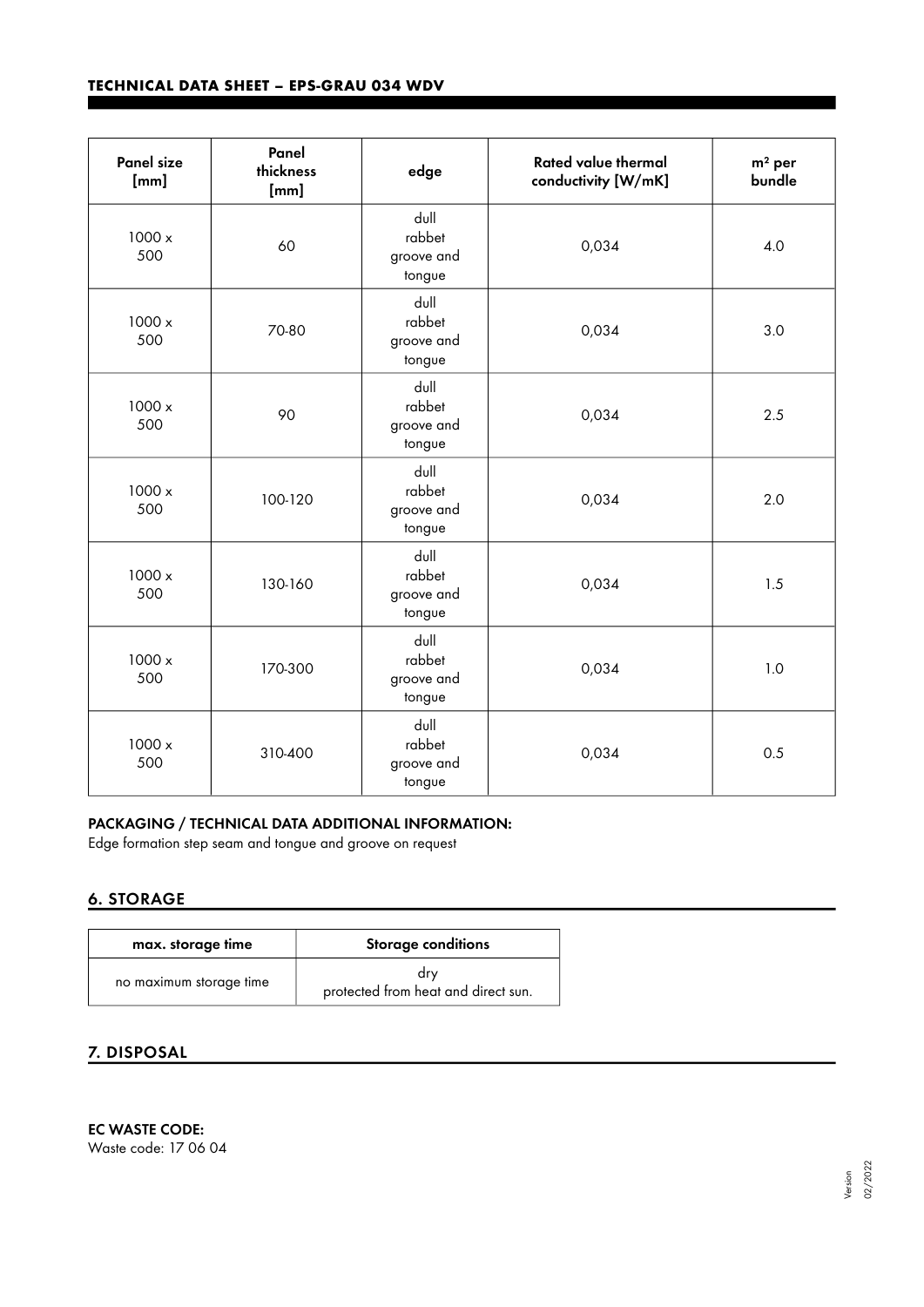**TECHNICAL DATA SHEET – EPS-GRAU 034 WDV**

| Panel size [mm] | Panel thickness [mm] | edge | Rated value thermal conductivity [W/mK] | m² per bundle |
|---|---|---|---|---|
| 1000 x 500 | 60 | dull rabbet groove and tongue | 0,034 | 4.0 |
| 1000 x 500 | 70-80 | dull rabbet groove and tongue | 0,034 | 3.0 |
| 1000 x 500 | 90 | dull rabbet groove and tongue | 0,034 | 2.5 |
| 1000 x 500 | 100-120 | dull rabbet groove and tongue | 0,034 | 2.0 |
| 1000 x 500 | 130-160 | dull rabbet groove and tongue | 0,034 | 1.5 |
| 1000 x 500 | 170-300 | dull rabbet groove and tongue | 0,034 | 1.0 |
| 1000 x 500 | 310-400 | dull rabbet groove and tongue | 0,034 | 0.5 |

**PACKAGING / TECHNICAL DATA ADDITIONAL INFORMATION:**
Edge formation step seam and tongue and groove on request

## 6. STORAGE

| max. storage time | Storage conditions |
|---|---|
| no maximum storage time | dry protected from heat and direct sun. |

## 7. DISPOSAL

**EC WASTE CODE:**
Waste code: 17 06 04

Version 02/2022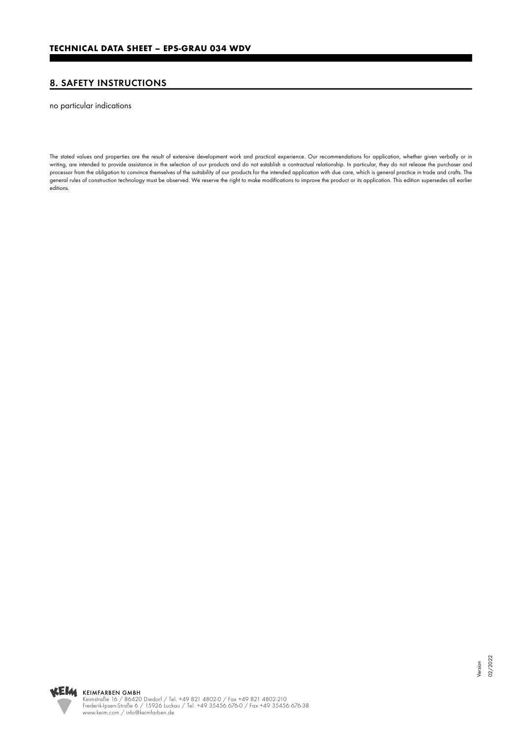## 8. SAFETY INSTRUCTIONS

no particular indications

The stated values and properties are the result of extensive development work and practical experience. Our recommendations for application, whether given verbally or in writing, are intended to provide assistance in the selection of our products and do not establish a contractual relationship. In particular, they do not release the purchaser and processor from the obligation to convince themselves of the suitability of our products for the intended application with due care, which is general practice in trade and crafts. The general rules of construction technology must be observed. We reserve the right to make modifications to improve the product or its application. This edition supersedes all earlier editions.